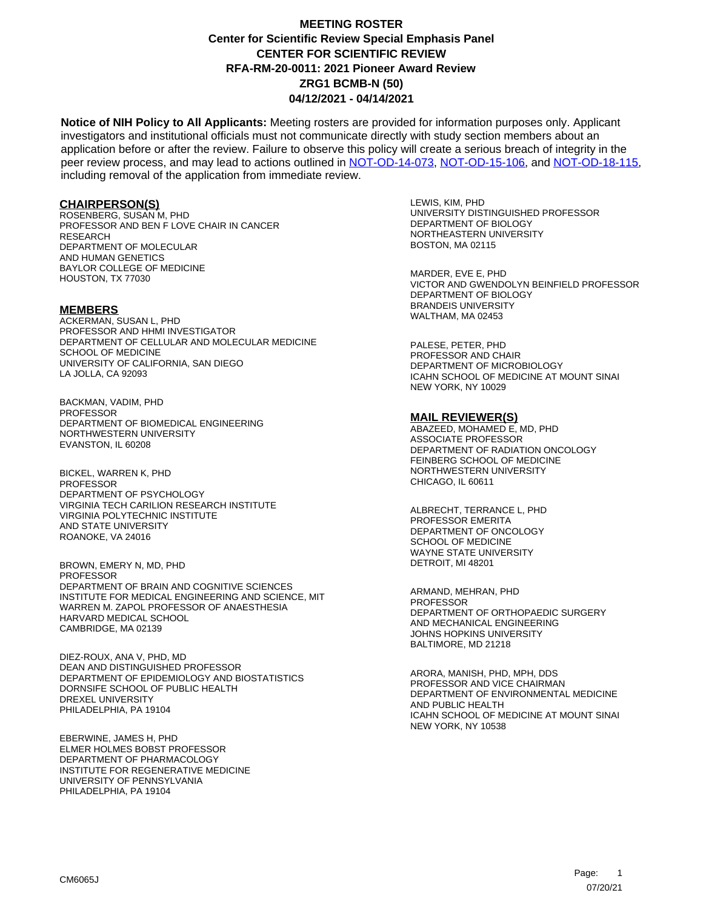# MEETING ROSTER
## Center for Scientific Review Special Emphasis Panel
## CENTER FOR SCIENTIFIC REVIEW
## RFA-RM-20-0011: 2021 Pioneer Award Review
## ZRG1 BCMB-N (50)
## 04/12/2021 - 04/14/2021

**Notice of NIH Policy to All Applicants:** Meeting rosters are provided for information purposes only. Applicant investigators and institutional officials must not communicate directly with study section members about an application before or after the review. Failure to observe this policy will create a serious breach of integrity in the peer review process, and may lead to actions outlined in NOT-OD-14-073, NOT-OD-15-106, and NOT-OD-18-115, including removal of the application from immediate review.

### CHAIRPERSON(S)

ROSENBERG, SUSAN M, PHD
PROFESSOR AND BEN F LOVE CHAIR IN CANCER RESEARCH
DEPARTMENT OF MOLECULAR AND HUMAN GENETICS
BAYLOR COLLEGE OF MEDICINE
HOUSTON, TX 77030

### MEMBERS

ACKERMAN, SUSAN L, PHD
PROFESSOR AND HHMI INVESTIGATOR
DEPARTMENT OF CELLULAR AND MOLECULAR MEDICINE
SCHOOL OF MEDICINE
UNIVERSITY OF CALIFORNIA, SAN DIEGO
LA JOLLA, CA 92093

BACKMAN, VADIM, PHD
PROFESSOR
DEPARTMENT OF BIOMEDICAL ENGINEERING
NORTHWESTERN UNIVERSITY
EVANSTON, IL 60208

BICKEL, WARREN K, PHD
PROFESSOR
DEPARTMENT OF PSYCHOLOGY
VIRGINIA TECH CARILION RESEARCH INSTITUTE
VIRGINIA POLYTECHNIC INSTITUTE AND STATE UNIVERSITY
ROANOKE, VA 24016

BROWN, EMERY N, MD, PHD
PROFESSOR
DEPARTMENT OF BRAIN AND COGNITIVE SCIENCES
INSTITUTE FOR MEDICAL ENGINEERING AND SCIENCE, MIT
WARREN M. ZAPOL PROFESSOR OF ANAESTHESIA
HARVARD MEDICAL SCHOOL
CAMBRIDGE, MA 02139

DIEZ-ROUX, ANA V, PHD, MD
DEAN AND DISTINGUISHED PROFESSOR
DEPARTMENT OF EPIDEMIOLOGY AND BIOSTATISTICS
DORNSIFE SCHOOL OF PUBLIC HEALTH
DREXEL UNIVERSITY
PHILADELPHIA, PA 19104

EBERWINE, JAMES H, PHD
ELMER HOLMES BOBST PROFESSOR
DEPARTMENT OF PHARMACOLOGY
INSTITUTE FOR REGENERATIVE MEDICINE
UNIVERSITY OF PENNSYLVANIA
PHILADELPHIA, PA 19104

LEWIS, KIM, PHD
UNIVERSITY DISTINGUISHED PROFESSOR
DEPARTMENT OF BIOLOGY
NORTHEASTERN UNIVERSITY
BOSTON, MA 02115

MARDER, EVE E, PHD
VICTOR AND GWENDOLYN BEINFIELD PROFESSOR
DEPARTMENT OF BIOLOGY
BRANDEIS UNIVERSITY
WALTHAM, MA 02453

PALESE, PETER, PHD
PROFESSOR AND CHAIR
DEPARTMENT OF MICROBIOLOGY
ICAHN SCHOOL OF MEDICINE AT MOUNT SINAI
NEW YORK, NY 10029

### MAIL REVIEWER(S)

ABAZEED, MOHAMED E, MD, PHD
ASSOCIATE PROFESSOR
DEPARTMENT OF RADIATION ONCOLOGY
FEINBERG SCHOOL OF MEDICINE
NORTHWESTERN UNIVERSITY
CHICAGO, IL 60611

ALBRECHT, TERRANCE L, PHD
PROFESSOR EMERITA
DEPARTMENT OF ONCOLOGY
SCHOOL OF MEDICINE
WAYNE STATE UNIVERSITY
DETROIT, MI 48201

ARMAND, MEHRAN, PHD
PROFESSOR
DEPARTMENT OF ORTHOPAEDIC SURGERY AND MECHANICAL ENGINEERING
JOHNS HOPKINS UNIVERSITY
BALTIMORE, MD 21218

ARORA, MANISH, PHD, MPH, DDS
PROFESSOR AND VICE CHAIRMAN
DEPARTMENT OF ENVIRONMENTAL MEDICINE AND PUBLIC HEALTH
ICAHN SCHOOL OF MEDICINE AT MOUNT SINAI
NEW YORK, NY 10538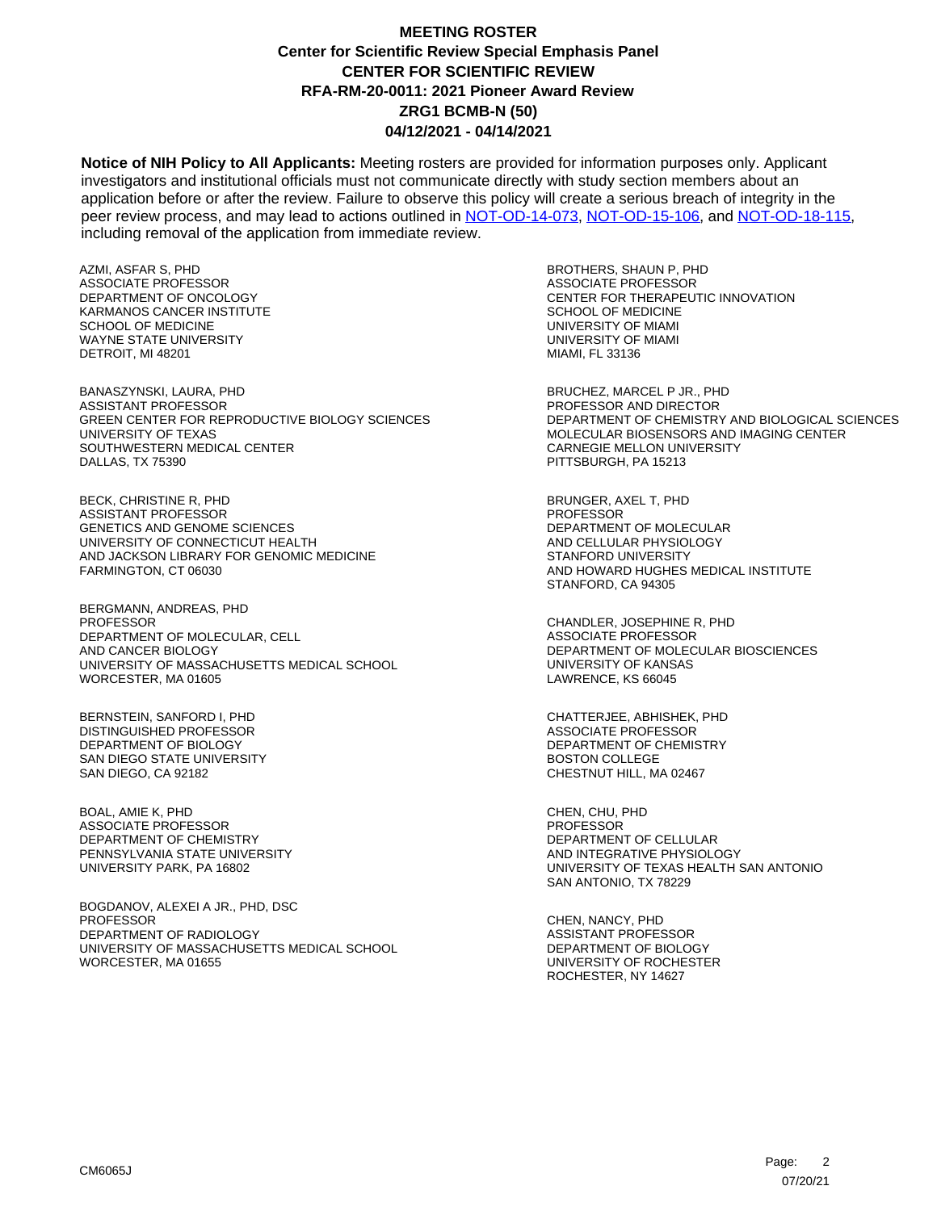# MEETING ROSTER
## Center for Scientific Review Special Emphasis Panel
## CENTER FOR SCIENTIFIC REVIEW
## RFA-RM-20-0011: 2021 Pioneer Award Review
## ZRG1 BCMB-N (50)
## 04/12/2021 - 04/14/2021

**Notice of NIH Policy to All Applicants:** Meeting rosters are provided for information purposes only. Applicant investigators and institutional officials must not communicate directly with study section members about an application before or after the review. Failure to observe this policy will create a serious breach of integrity in the peer review process, and may lead to actions outlined in NOT-OD-14-073, NOT-OD-15-106, and NOT-OD-18-115, including removal of the application from immediate review.

AZMI, ASFAR S, PHD
ASSOCIATE PROFESSOR
DEPARTMENT OF ONCOLOGY
KARMANOS CANCER INSTITUTE
SCHOOL OF MEDICINE
WAYNE STATE UNIVERSITY
DETROIT, MI 48201

BANASZYNSKI, LAURA, PHD
ASSISTANT PROFESSOR
GREEN CENTER FOR REPRODUCTIVE BIOLOGY SCIENCES
UNIVERSITY OF TEXAS
SOUTHWESTERN MEDICAL CENTER
DALLAS, TX 75390

BECK, CHRISTINE R, PHD
ASSISTANT PROFESSOR
GENETICS AND GENOME SCIENCES
UNIVERSITY OF CONNECTICUT HEALTH
AND JACKSON LIBRARY FOR GENOMIC MEDICINE
FARMINGTON, CT 06030

BERGMANN, ANDREAS, PHD
PROFESSOR
DEPARTMENT OF MOLECULAR, CELL
AND CANCER BIOLOGY
UNIVERSITY OF MASSACHUSETTS MEDICAL SCHOOL
WORCESTER, MA 01605

BERNSTEIN, SANFORD I, PHD
DISTINGUISHED PROFESSOR
DEPARTMENT OF BIOLOGY
SAN DIEGO STATE UNIVERSITY
SAN DIEGO, CA 92182

BOAL, AMIE K, PHD
ASSOCIATE PROFESSOR
DEPARTMENT OF CHEMISTRY
PENNSYLVANIA STATE UNIVERSITY
UNIVERSITY PARK, PA 16802

BOGDANOV, ALEXEI A JR., PHD, DSC
PROFESSOR
DEPARTMENT OF RADIOLOGY
UNIVERSITY OF MASSACHUSETTS MEDICAL SCHOOL
WORCESTER, MA 01655

BROTHERS, SHAUN P, PHD
ASSOCIATE PROFESSOR
CENTER FOR THERAPEUTIC INNOVATION
SCHOOL OF MEDICINE
UNIVERSITY OF MIAMI
UNIVERSITY OF MIAMI
MIAMI, FL 33136

BRUCHEZ, MARCEL P JR., PHD
PROFESSOR AND DIRECTOR
DEPARTMENT OF CHEMISTRY AND BIOLOGICAL SCIENCES
MOLECULAR BIOSENSORS AND IMAGING CENTER
CARNEGIE MELLON UNIVERSITY
PITTSBURGH, PA 15213

BRUNGER, AXEL T, PHD
PROFESSOR
DEPARTMENT OF MOLECULAR
AND CELLULAR PHYSIOLOGY
STANFORD UNIVERSITY
AND HOWARD HUGHES MEDICAL INSTITUTE
STANFORD, CA 94305

CHANDLER, JOSEPHINE R, PHD
ASSOCIATE PROFESSOR
DEPARTMENT OF MOLECULAR BIOSCIENCES
UNIVERSITY OF KANSAS
LAWRENCE, KS 66045

CHATTERJEE, ABHISHEK, PHD
ASSOCIATE PROFESSOR
DEPARTMENT OF CHEMISTRY
BOSTON COLLEGE
CHESTNUT HILL, MA 02467

CHEN, CHU, PHD
PROFESSOR
DEPARTMENT OF CELLULAR
AND INTEGRATIVE PHYSIOLOGY
UNIVERSITY OF TEXAS HEALTH SAN ANTONIO
SAN ANTONIO, TX 78229

CHEN, NANCY, PHD
ASSISTANT PROFESSOR
DEPARTMENT OF BIOLOGY
UNIVERSITY OF ROCHESTER
ROCHESTER, NY 14627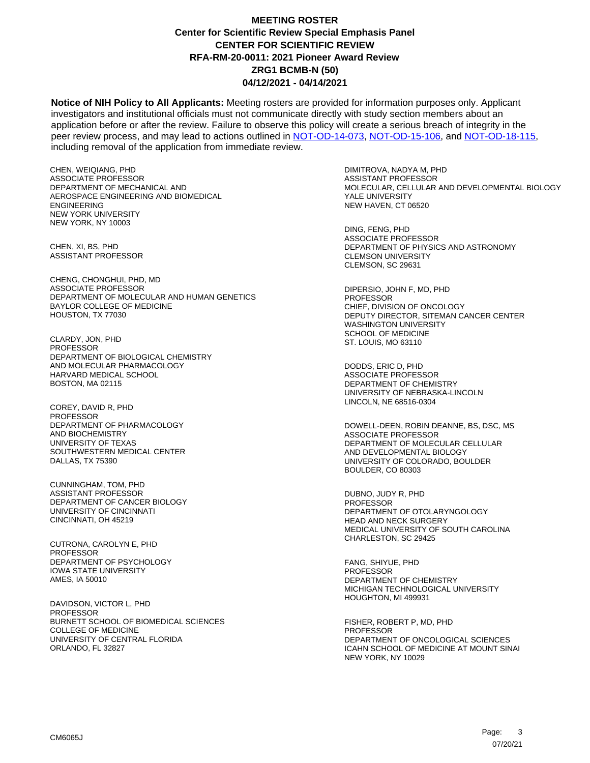# MEETING ROSTER
## Center for Scientific Review Special Emphasis Panel
## CENTER FOR SCIENTIFIC REVIEW
## RFA-RM-20-0011: 2021 Pioneer Award Review
## ZRG1 BCMB-N (50)
## 04/12/2021 - 04/14/2021

**Notice of NIH Policy to All Applicants:** Meeting rosters are provided for information purposes only. Applicant investigators and institutional officials must not communicate directly with study section members about an application before or after the review. Failure to observe this policy will create a serious breach of integrity in the peer review process, and may lead to actions outlined in NOT-OD-14-073, NOT-OD-15-106, and NOT-OD-18-115, including removal of the application from immediate review.

CHEN, WEIQIANG, PHD
ASSOCIATE PROFESSOR
DEPARTMENT OF MECHANICAL AND AEROSPACE ENGINEERING AND BIOMEDICAL ENGINEERING
NEW YORK UNIVERSITY
NEW YORK, NY 10003

CHEN, XI, BS, PHD
ASSISTANT PROFESSOR

CHENG, CHONGHUI, PHD, MD
ASSOCIATE PROFESSOR
DEPARTMENT OF MOLECULAR AND HUMAN GENETICS
BAYLOR COLLEGE OF MEDICINE
HOUSTON, TX 77030

CLARDY, JON, PHD
PROFESSOR
DEPARTMENT OF BIOLOGICAL CHEMISTRY AND MOLECULAR PHARMACOLOGY
HARVARD MEDICAL SCHOOL
BOSTON, MA 02115

COREY, DAVID R, PHD
PROFESSOR
DEPARTMENT OF PHARMACOLOGY AND BIOCHEMISTRY
UNIVERSITY OF TEXAS SOUTHWESTERN MEDICAL CENTER
DALLAS, TX 75390

CUNNINGHAM, TOM, PHD
ASSISTANT PROFESSOR
DEPARTMENT OF CANCER BIOLOGY
UNIVERSITY OF CINCINNATI
CINCINNATI, OH 45219

CUTRONA, CAROLYN E, PHD
PROFESSOR
DEPARTMENT OF PSYCHOLOGY
IOWA STATE UNIVERSITY
AMES, IA 50010

DAVIDSON, VICTOR L, PHD
PROFESSOR
BURNETT SCHOOL OF BIOMEDICAL SCIENCES
COLLEGE OF MEDICINE
UNIVERSITY OF CENTRAL FLORIDA
ORLANDO, FL 32827

DIMITROVA, NADYA M, PHD
ASSISTANT PROFESSOR
MOLECULAR, CELLULAR AND DEVELOPMENTAL BIOLOGY
YALE UNIVERSITY
NEW HAVEN, CT 06520

DING, FENG, PHD
ASSOCIATE PROFESSOR
DEPARTMENT OF PHYSICS AND ASTRONOMY
CLEMSON UNIVERSITY
CLEMSON, SC 29631

DIPERSIO, JOHN F, MD, PHD
PROFESSOR
CHIEF, DIVISION OF ONCOLOGY
DEPUTY DIRECTOR, SITEMAN CANCER CENTER
WASHINGTON UNIVERSITY SCHOOL OF MEDICINE
ST. LOUIS, MO 63110

DODDS, ERIC D, PHD
ASSOCIATE PROFESSOR
DEPARTMENT OF CHEMISTRY
UNIVERSITY OF NEBRASKA-LINCOLN
LINCOLN, NE 68516-0304

DOWELL-DEEN, ROBIN DEANNE, BS, DSC, MS
ASSOCIATE PROFESSOR
DEPARTMENT OF MOLECULAR CELLULAR AND DEVELOPMENTAL BIOLOGY
UNIVERSITY OF COLORADO, BOULDER
BOULDER, CO 80303

DUBNO, JUDY R, PHD
PROFESSOR
DEPARTMENT OF OTOLARYNGOLOGY HEAD AND NECK SURGERY
MEDICAL UNIVERSITY OF SOUTH CAROLINA
CHARLESTON, SC 29425

FANG, SHIYUE, PHD
PROFESSOR
DEPARTMENT OF CHEMISTRY
MICHIGAN TECHNOLOGICAL UNIVERSITY
HOUGHTON, MI 499931

FISHER, ROBERT P, MD, PHD
PROFESSOR
DEPARTMENT OF ONCOLOGICAL SCIENCES
ICAHN SCHOOL OF MEDICINE AT MOUNT SINAI
NEW YORK, NY 10029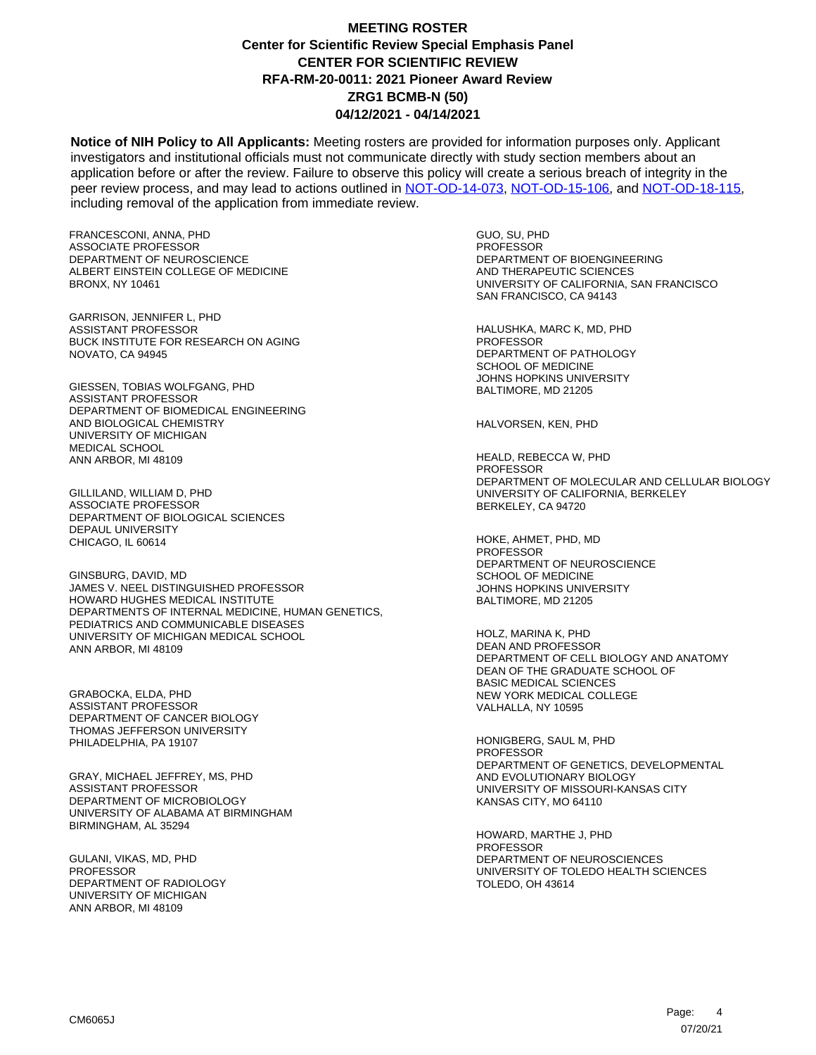# MEETING ROSTER
## Center for Scientific Review Special Emphasis Panel
## CENTER FOR SCIENTIFIC REVIEW
## RFA-RM-20-0011: 2021 Pioneer Award Review
## ZRG1 BCMB-N (50)
## 04/12/2021 - 04/14/2021

**Notice of NIH Policy to All Applicants:** Meeting rosters are provided for information purposes only. Applicant investigators and institutional officials must not communicate directly with study section members about an application before or after the review. Failure to observe this policy will create a serious breach of integrity in the peer review process, and may lead to actions outlined in NOT-OD-14-073, NOT-OD-15-106, and NOT-OD-18-115, including removal of the application from immediate review.

FRANCESCONI, ANNA, PHD
ASSOCIATE PROFESSOR
DEPARTMENT OF NEUROSCIENCE
ALBERT EINSTEIN COLLEGE OF MEDICINE
BRONX, NY 10461

GARRISON, JENNIFER L, PHD
ASSISTANT PROFESSOR
BUCK INSTITUTE FOR RESEARCH ON AGING
NOVATO, CA 94945

GIESSEN, TOBIAS WOLFGANG, PHD
ASSISTANT PROFESSOR
DEPARTMENT OF BIOMEDICAL ENGINEERING
AND BIOLOGICAL CHEMISTRY
UNIVERSITY OF MICHIGAN
MEDICAL SCHOOL
ANN ARBOR, MI 48109

GILLILAND, WILLIAM D, PHD
ASSOCIATE PROFESSOR
DEPARTMENT OF BIOLOGICAL SCIENCES
DEPAUL UNIVERSITY
CHICAGO, IL 60614

GINSBURG, DAVID, MD
JAMES V. NEEL DISTINGUISHED PROFESSOR
HOWARD HUGHES MEDICAL INSTITUTE
DEPARTMENTS OF INTERNAL MEDICINE, HUMAN GENETICS,
PEDIATRICS AND COMMUNICABLE DISEASES
UNIVERSITY OF MICHIGAN MEDICAL SCHOOL
ANN ARBOR, MI 48109

GRABOCKA, ELDA, PHD
ASSISTANT PROFESSOR
DEPARTMENT OF CANCER BIOLOGY
THOMAS JEFFERSON UNIVERSITY
PHILADELPHIA, PA 19107

GRAY, MICHAEL JEFFREY, MS, PHD
ASSISTANT PROFESSOR
DEPARTMENT OF MICROBIOLOGY
UNIVERSITY OF ALABAMA AT BIRMINGHAM
BIRMINGHAM, AL 35294

GULANI, VIKAS, MD, PHD
PROFESSOR
DEPARTMENT OF RADIOLOGY
UNIVERSITY OF MICHIGAN
ANN ARBOR, MI 48109

GUO, SU, PHD
PROFESSOR
DEPARTMENT OF BIOENGINEERING
AND THERAPEUTIC SCIENCES
UNIVERSITY OF CALIFORNIA, SAN FRANCISCO
SAN FRANCISCO, CA 94143

HALUSHKA, MARC K, MD, PHD
PROFESSOR
DEPARTMENT OF PATHOLOGY
SCHOOL OF MEDICINE
JOHNS HOPKINS UNIVERSITY
BALTIMORE, MD 21205

HALVORSEN, KEN, PHD

HEALD, REBECCA W, PHD
PROFESSOR
DEPARTMENT OF MOLECULAR AND CELLULAR BIOLOGY
UNIVERSITY OF CALIFORNIA, BERKELEY
BERKELEY, CA 94720

HOKE, AHMET, PHD, MD
PROFESSOR
DEPARTMENT OF NEUROSCIENCE
SCHOOL OF MEDICINE
JOHNS HOPKINS UNIVERSITY
BALTIMORE, MD 21205

HOLZ, MARINA K, PHD
DEAN AND PROFESSOR
DEPARTMENT OF CELL BIOLOGY AND ANATOMY
DEAN OF THE GRADUATE SCHOOL OF
BASIC MEDICAL SCIENCES
NEW YORK MEDICAL COLLEGE
VALHALLA, NY 10595

HONIGBERG, SAUL M, PHD
PROFESSOR
DEPARTMENT OF GENETICS, DEVELOPMENTAL
AND EVOLUTIONARY BIOLOGY
UNIVERSITY OF MISSOURI-KANSAS CITY
KANSAS CITY, MO 64110

HOWARD, MARTHE J, PHD
PROFESSOR
DEPARTMENT OF NEUROSCIENCES
UNIVERSITY OF TOLEDO HEALTH SCIENCES
TOLEDO, OH 43614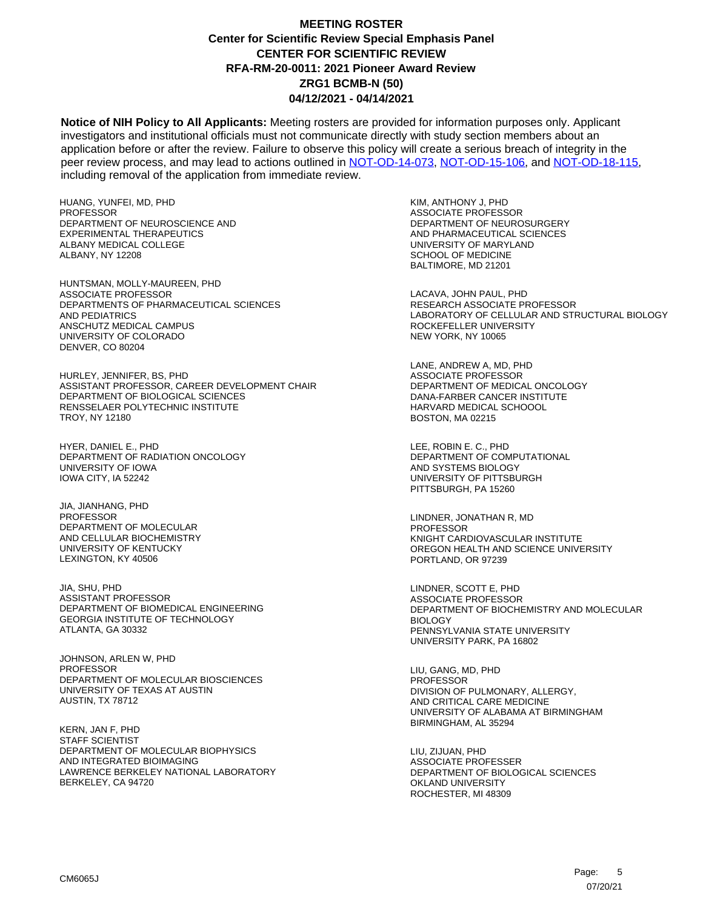**MEETING ROSTER**
**Center for Scientific Review Special Emphasis Panel**
**CENTER FOR SCIENTIFIC REVIEW**
**RFA-RM-20-0011: 2021 Pioneer Award Review**
**ZRG1 BCMB-N (50)**
**04/12/2021 - 04/14/2021**

**Notice of NIH Policy to All Applicants:** Meeting rosters are provided for information purposes only. Applicant investigators and institutional officials must not communicate directly with study section members about an application before or after the review. Failure to observe this policy will create a serious breach of integrity in the peer review process, and may lead to actions outlined in NOT-OD-14-073, NOT-OD-15-106, and NOT-OD-18-115, including removal of the application from immediate review.

HUANG, YUNFEI, MD, PHD
PROFESSOR
DEPARTMENT OF NEUROSCIENCE AND
EXPERIMENTAL THERAPEUTICS
ALBANY MEDICAL COLLEGE
ALBANY, NY 12208

HUNTSMAN, MOLLY-MAUREEN, PHD
ASSOCIATE PROFESSOR
DEPARTMENTS OF PHARMACEUTICAL SCIENCES
AND PEDIATRICS
ANSCHUTZ MEDICAL CAMPUS
UNIVERSITY OF COLORADO
DENVER, CO 80204

HURLEY, JENNIFER, BS, PHD
ASSISTANT PROFESSOR, CAREER DEVELOPMENT CHAIR
DEPARTMENT OF BIOLOGICAL SCIENCES
RENSSELAER POLYTECHNIC INSTITUTE
TROY, NY 12180

HYER, DANIEL E., PHD
DEPARTMENT OF RADIATION ONCOLOGY
UNIVERSITY OF IOWA
IOWA CITY, IA 52242

JIA, JIANHANG, PHD
PROFESSOR
DEPARTMENT OF MOLECULAR
AND CELLULAR BIOCHEMISTRY
UNIVERSITY OF KENTUCKY
LEXINGTON, KY 40506

JIA, SHU, PHD
ASSISTANT PROFESSOR
DEPARTMENT OF BIOMEDICAL ENGINEERING
GEORGIA INSTITUTE OF TECHNOLOGY
ATLANTA, GA 30332

JOHNSON, ARLEN W, PHD
PROFESSOR
DEPARTMENT OF MOLECULAR BIOSCIENCES
UNIVERSITY OF TEXAS AT AUSTIN
AUSTIN, TX 78712

KERN, JAN F, PHD
STAFF SCIENTIST
DEPARTMENT OF MOLECULAR BIOPHYSICS
AND INTEGRATED BIOIMAGING
LAWRENCE BERKELEY NATIONAL LABORATORY
BERKELEY, CA 94720

KIM, ANTHONY J, PHD
ASSOCIATE PROFESSOR
DEPARTMENT OF NEUROSURGERY
AND PHARMACEUTICAL SCIENCES
UNIVERSITY OF MARYLAND
SCHOOL OF MEDICINE
BALTIMORE, MD 21201

LACAVA, JOHN PAUL, PHD
RESEARCH ASSOCIATE PROFESSOR
LABORATORY OF CELLULAR AND STRUCTURAL BIOLOGY
ROCKEFELLER UNIVERSITY
NEW YORK, NY 10065

LANE, ANDREW A, MD, PHD
ASSOCIATE PROFESSOR
DEPARTMENT OF MEDICAL ONCOLOGY
DANA-FARBER CANCER INSTITUTE
HARVARD MEDICAL SCHOOOL
BOSTON, MA 02215

LEE, ROBIN E. C., PHD
DEPARTMENT OF COMPUTATIONAL
AND SYSTEMS BIOLOGY
UNIVERSITY OF PITTSBURGH
PITTSBURGH, PA 15260

LINDNER, JONATHAN R, MD
PROFESSOR
KNIGHT CARDIOVASCULAR INSTITUTE
OREGON HEALTH AND SCIENCE UNIVERSITY
PORTLAND, OR 97239

LINDNER, SCOTT E, PHD
ASSOCIATE PROFESSOR
DEPARTMENT OF BIOCHEMISTRY AND MOLECULAR
BIOLOGY
PENNSYLVANIA STATE UNIVERSITY
UNIVERSITY PARK, PA 16802

LIU, GANG, MD, PHD
PROFESSOR
DIVISION OF PULMONARY, ALLERGY,
AND CRITICAL CARE MEDICINE
UNIVERSITY OF ALABAMA AT BIRMINGHAM
BIRMINGHAM, AL 35294

LIU, ZIJUAN, PHD
ASSOCIATE PROFESSER
DEPARTMENT OF BIOLOGICAL SCIENCES
OKLAND UNIVERSITY
ROCHESTER, MI 48309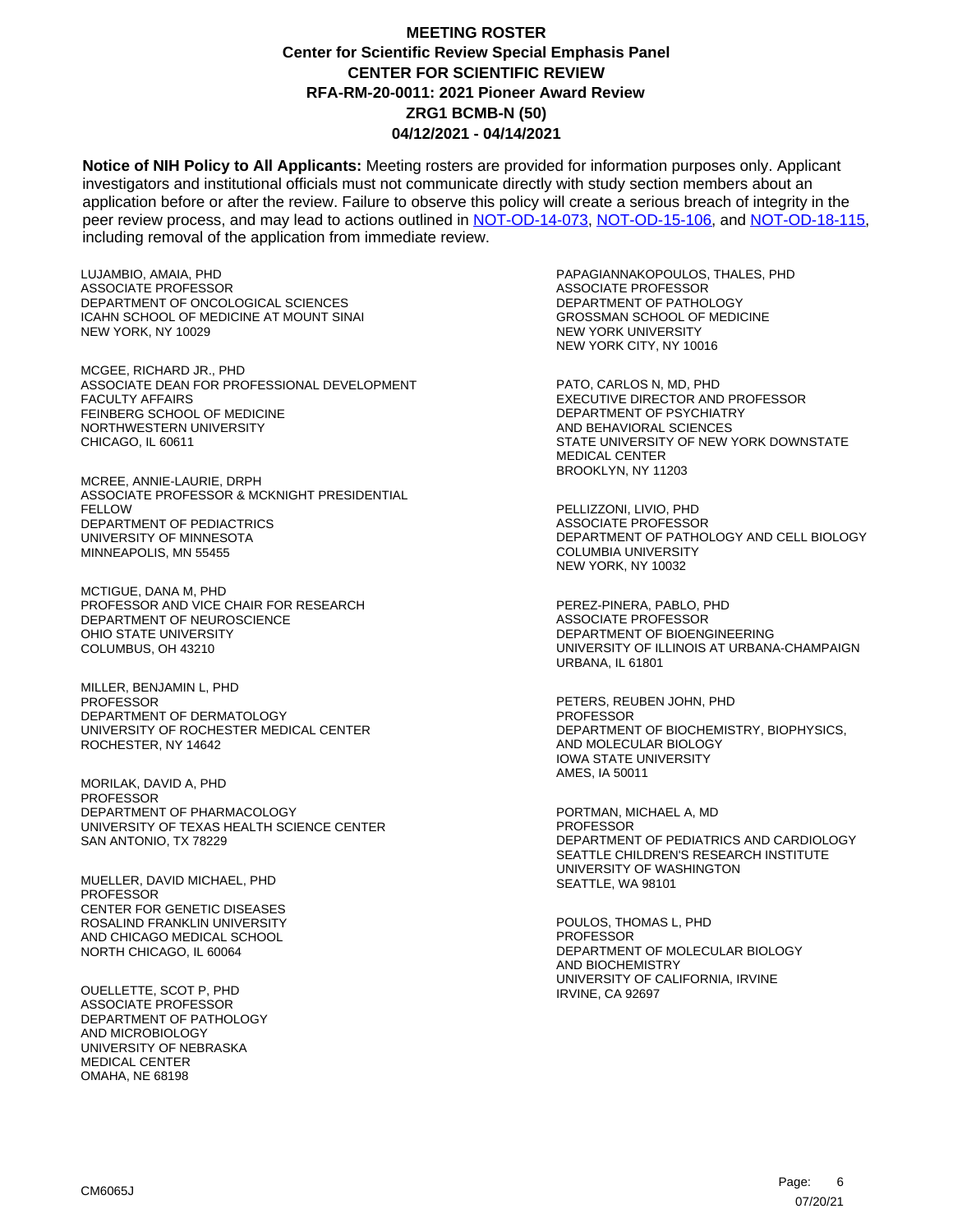**MEETING ROSTER**
**Center for Scientific Review Special Emphasis Panel**
**CENTER FOR SCIENTIFIC REVIEW**
**RFA-RM-20-0011: 2021 Pioneer Award Review**
**ZRG1 BCMB-N (50)**
**04/12/2021 - 04/14/2021**

**Notice of NIH Policy to All Applicants:** Meeting rosters are provided for information purposes only. Applicant investigators and institutional officials must not communicate directly with study section members about an application before or after the review. Failure to observe this policy will create a serious breach of integrity in the peer review process, and may lead to actions outlined in NOT-OD-14-073, NOT-OD-15-106, and NOT-OD-18-115, including removal of the application from immediate review.

LUJAMBIO, AMAIA, PHD
ASSOCIATE PROFESSOR
DEPARTMENT OF ONCOLOGICAL SCIENCES
ICAHN SCHOOL OF MEDICINE AT MOUNT SINAI
NEW YORK, NY 10029

MCGEE, RICHARD JR., PHD
ASSOCIATE DEAN FOR PROFESSIONAL DEVELOPMENT
FACULTY AFFAIRS
FEINBERG SCHOOL OF MEDICINE
NORTHWESTERN UNIVERSITY
CHICAGO, IL 60611

MCREE, ANNIE-LAURIE, DRPH
ASSOCIATE PROFESSOR & MCKNIGHT PRESIDENTIAL FELLOW
DEPARTMENT OF PEDIACTRICS
UNIVERSITY OF MINNESOTA
MINNEAPOLIS, MN 55455

MCTIGUE, DANA M, PHD
PROFESSOR AND VICE CHAIR FOR RESEARCH
DEPARTMENT OF NEUROSCIENCE
OHIO STATE UNIVERSITY
COLUMBUS, OH 43210

MILLER, BENJAMIN L, PHD
PROFESSOR
DEPARTMENT OF DERMATOLOGY
UNIVERSITY OF ROCHESTER MEDICAL CENTER
ROCHESTER, NY 14642

MORILAK, DAVID A, PHD
PROFESSOR
DEPARTMENT OF PHARMACOLOGY
UNIVERSITY OF TEXAS HEALTH SCIENCE CENTER
SAN ANTONIO, TX 78229

MUELLER, DAVID MICHAEL, PHD
PROFESSOR
CENTER FOR GENETIC DISEASES
ROSALIND FRANKLIN UNIVERSITY
AND CHICAGO MEDICAL SCHOOL
NORTH CHICAGO, IL 60064

OUELLETTE, SCOT P, PHD
ASSOCIATE PROFESSOR
DEPARTMENT OF PATHOLOGY
AND MICROBIOLOGY
UNIVERSITY OF NEBRASKA
MEDICAL CENTER
OMAHA, NE 68198

PAPAGIANNAKOPOULOS, THALES, PHD
ASSOCIATE PROFESSOR
DEPARTMENT OF PATHOLOGY
GROSSMAN SCHOOL OF MEDICINE
NEW YORK UNIVERSITY
NEW YORK CITY, NY 10016

PATO, CARLOS N, MD, PHD
EXECUTIVE DIRECTOR AND PROFESSOR
DEPARTMENT OF PSYCHIATRY
AND BEHAVIORAL SCIENCES
STATE UNIVERSITY OF NEW YORK DOWNSTATE
MEDICAL CENTER
BROOKLYN, NY 11203

PELLIZZONI, LIVIO, PHD
ASSOCIATE PROFESSOR
DEPARTMENT OF PATHOLOGY AND CELL BIOLOGY
COLUMBIA UNIVERSITY
NEW YORK, NY 10032

PEREZ-PINERA, PABLO, PHD
ASSOCIATE PROFESSOR
DEPARTMENT OF BIOENGINEERING
UNIVERSITY OF ILLINOIS AT URBANA-CHAMPAIGN
URBANA, IL 61801

PETERS, REUBEN JOHN, PHD
PROFESSOR
DEPARTMENT OF BIOCHEMISTRY, BIOPHYSICS,
AND MOLECULAR BIOLOGY
IOWA STATE UNIVERSITY
AMES, IA 50011

PORTMAN, MICHAEL A, MD
PROFESSOR
DEPARTMENT OF PEDIATRICS AND CARDIOLOGY
SEATTLE CHILDREN'S RESEARCH INSTITUTE
UNIVERSITY OF WASHINGTON
SEATTLE, WA 98101

POULOS, THOMAS L, PHD
PROFESSOR
DEPARTMENT OF MOLECULAR BIOLOGY
AND BIOCHEMISTRY
UNIVERSITY OF CALIFORNIA, IRVINE
IRVINE, CA 92697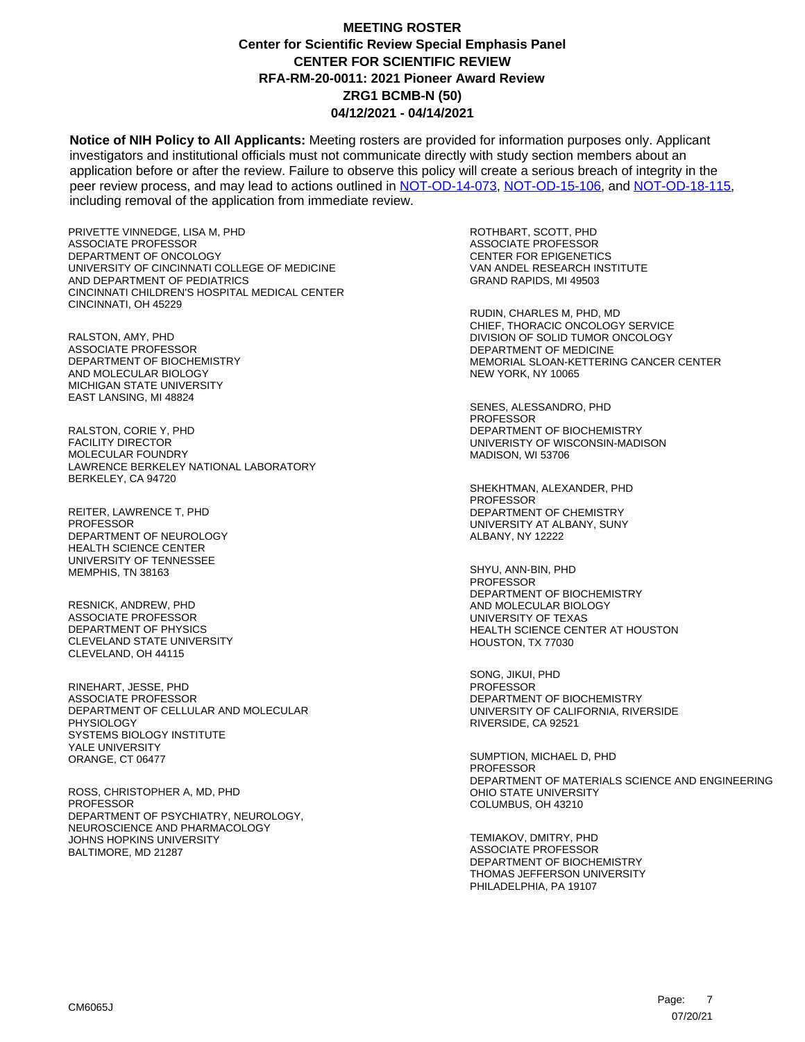# MEETING ROSTER
## Center for Scientific Review Special Emphasis Panel
## CENTER FOR SCIENTIFIC REVIEW
## RFA-RM-20-0011: 2021 Pioneer Award Review
## ZRG1 BCMB-N (50)
## 04/12/2021 - 04/14/2021

**Notice of NIH Policy to All Applicants:** Meeting rosters are provided for information purposes only. Applicant investigators and institutional officials must not communicate directly with study section members about an application before or after the review. Failure to observe this policy will create a serious breach of integrity in the peer review process, and may lead to actions outlined in NOT-OD-14-073, NOT-OD-15-106, and NOT-OD-18-115, including removal of the application from immediate review.

PRIVETTE VINNEDGE, LISA M, PHD
ASSOCIATE PROFESSOR
DEPARTMENT OF ONCOLOGY
UNIVERSITY OF CINCINNATI COLLEGE OF MEDICINE
AND DEPARTMENT OF PEDIATRICS
CINCINNATI CHILDREN'S HOSPITAL MEDICAL CENTER
CINCINNATI, OH 45229

RALSTON, AMY, PHD
ASSOCIATE PROFESSOR
DEPARTMENT OF BIOCHEMISTRY
AND MOLECULAR BIOLOGY
MICHIGAN STATE UNIVERSITY
EAST LANSING, MI 48824

RALSTON, CORIE Y, PHD
FACILITY DIRECTOR
MOLECULAR FOUNDRY
LAWRENCE BERKELEY NATIONAL LABORATORY
BERKELEY, CA 94720

REITER, LAWRENCE T, PHD
PROFESSOR
DEPARTMENT OF NEUROLOGY
HEALTH SCIENCE CENTER
UNIVERSITY OF TENNESSEE
MEMPHIS, TN 38163

RESNICK, ANDREW, PHD
ASSOCIATE PROFESSOR
DEPARTMENT OF PHYSICS
CLEVELAND STATE UNIVERSITY
CLEVELAND, OH 44115

RINEHART, JESSE, PHD
ASSOCIATE PROFESSOR
DEPARTMENT OF CELLULAR AND MOLECULAR
PHYSIOLOGY
SYSTEMS BIOLOGY INSTITUTE
YALE UNIVERSITY
ORANGE, CT 06477

ROSS, CHRISTOPHER A, MD, PHD
PROFESSOR
DEPARTMENT OF PSYCHIATRY, NEUROLOGY,
NEUROSCIENCE AND PHARMACOLOGY
JOHNS HOPKINS UNIVERSITY
BALTIMORE, MD 21287

ROTHBART, SCOTT, PHD
ASSOCIATE PROFESSOR
CENTER FOR EPIGENETICS
VAN ANDEL RESEARCH INSTITUTE
GRAND RAPIDS, MI 49503

RUDIN, CHARLES M, PHD, MD
CHIEF, THORACIC ONCOLOGY SERVICE
DIVISION OF SOLID TUMOR ONCOLOGY
DEPARTMENT OF MEDICINE
MEMORIAL SLOAN-KETTERING CANCER CENTER
NEW YORK, NY 10065

SENES, ALESSANDRO, PHD
PROFESSOR
DEPARTMENT OF BIOCHEMISTRY
UNIVERISTY OF WISCONSIN-MADISON
MADISON, WI 53706

SHEKHTMAN, ALEXANDER, PHD
PROFESSOR
DEPARTMENT OF CHEMISTRY
UNIVERSITY AT ALBANY, SUNY
ALBANY, NY 12222

SHYU, ANN-BIN, PHD
PROFESSOR
DEPARTMENT OF BIOCHEMISTRY
AND MOLECULAR BIOLOGY
UNIVERSITY OF TEXAS
HEALTH SCIENCE CENTER AT HOUSTON
HOUSTON, TX 77030

SONG, JIKUI, PHD
PROFESSOR
DEPARTMENT OF BIOCHEMISTRY
UNIVERSITY OF CALIFORNIA, RIVERSIDE
RIVERSIDE, CA 92521

SUMPTION, MICHAEL D, PHD
PROFESSOR
DEPARTMENT OF MATERIALS SCIENCE AND ENGINEERING
OHIO STATE UNIVERSITY
COLUMBUS, OH 43210

TEMIAKOV, DMITRY, PHD
ASSOCIATE PROFESSOR
DEPARTMENT OF BIOCHEMISTRY
THOMAS JEFFERSON UNIVERSITY
PHILADELPHIA, PA 19107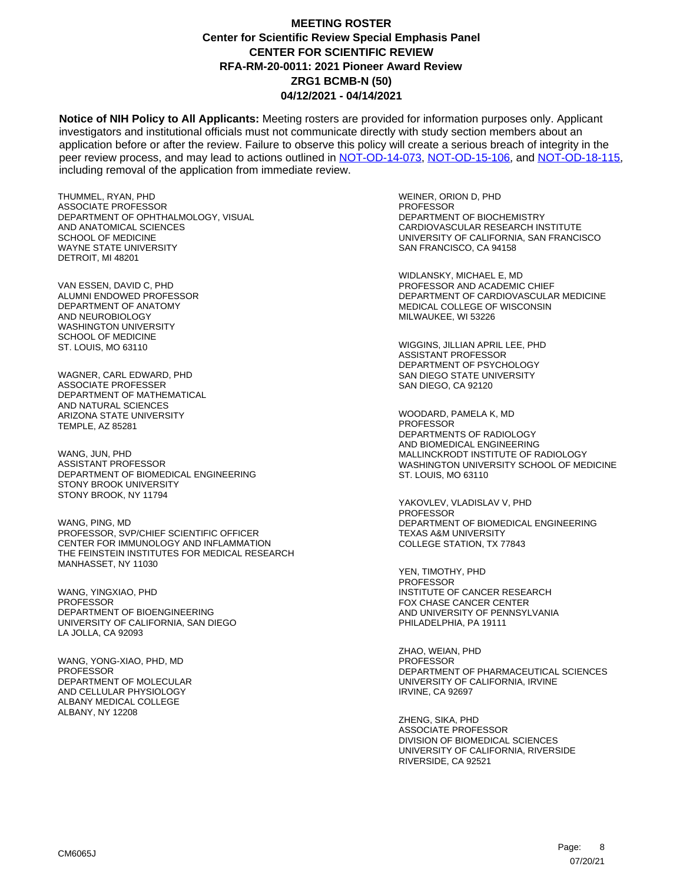**MEETING ROSTER**
**Center for Scientific Review Special Emphasis Panel**
**CENTER FOR SCIENTIFIC REVIEW**
**RFA-RM-20-0011: 2021 Pioneer Award Review**
**ZRG1 BCMB-N (50)**
**04/12/2021 - 04/14/2021**

**Notice of NIH Policy to All Applicants:** Meeting rosters are provided for information purposes only. Applicant investigators and institutional officials must not communicate directly with study section members about an application before or after the review. Failure to observe this policy will create a serious breach of integrity in the peer review process, and may lead to actions outlined in NOT-OD-14-073, NOT-OD-15-106, and NOT-OD-18-115, including removal of the application from immediate review.

THUMMEL, RYAN, PHD
ASSOCIATE PROFESSOR
DEPARTMENT OF OPHTHALMOLOGY, VISUAL AND ANATOMICAL SCIENCES
SCHOOL OF MEDICINE
WAYNE STATE UNIVERSITY
DETROIT, MI 48201

VAN ESSEN, DAVID C, PHD
ALUMNI ENDOWED PROFESSOR
DEPARTMENT OF ANATOMY AND NEUROBIOLOGY
WASHINGTON UNIVERSITY SCHOOL OF MEDICINE
ST. LOUIS, MO 63110

WAGNER, CARL EDWARD, PHD
ASSOCIATE PROFESSER
DEPARTMENT OF MATHEMATICAL AND NATURAL SCIENCES
ARIZONA STATE UNIVERSITY
TEMPLE, AZ 85281

WANG, JUN, PHD
ASSISTANT PROFESSOR
DEPARTMENT OF BIOMEDICAL ENGINEERING
STONY BROOK UNIVERSITY
STONY BROOK, NY 11794

WANG, PING, MD
PROFESSOR, SVP/CHIEF SCIENTIFIC OFFICER
CENTER FOR IMMUNOLOGY AND INFLAMMATION
THE FEINSTEIN INSTITUTES FOR MEDICAL RESEARCH
MANHASSET, NY 11030

WANG, YINGXIAO, PHD
PROFESSOR
DEPARTMENT OF BIOENGINEERING
UNIVERSITY OF CALIFORNIA, SAN DIEGO
LA JOLLA, CA 92093

WANG, YONG-XIAO, PHD, MD
PROFESSOR
DEPARTMENT OF MOLECULAR AND CELLULAR PHYSIOLOGY
ALBANY MEDICAL COLLEGE
ALBANY, NY 12208

WEINER, ORION D, PHD
PROFESSOR
DEPARTMENT OF BIOCHEMISTRY
CARDIOVASCULAR RESEARCH INSTITUTE
UNIVERSITY OF CALIFORNIA, SAN FRANCISCO
SAN FRANCISCO, CA 94158

WIDLANSKY, MICHAEL E, MD
PROFESSOR AND ACADEMIC CHIEF
DEPARTMENT OF CARDIOVASCULAR MEDICINE
MEDICAL COLLEGE OF WISCONSIN
MILWAUKEE, WI 53226

WIGGINS, JILLIAN APRIL LEE, PHD
ASSISTANT PROFESSOR
DEPARTMENT OF PSYCHOLOGY
SAN DIEGO STATE UNIVERSITY
SAN DIEGO, CA 92120

WOODARD, PAMELA K, MD
PROFESSOR
DEPARTMENTS OF RADIOLOGY AND BIOMEDICAL ENGINEERING
MALLINCKRODT INSTITUTE OF RADIOLOGY
WASHINGTON UNIVERSITY SCHOOL OF MEDICINE
ST. LOUIS, MO 63110

YAKOVLEV, VLADISLAV V, PHD
PROFESSOR
DEPARTMENT OF BIOMEDICAL ENGINEERING
TEXAS A&M UNIVERSITY
COLLEGE STATION, TX 77843

YEN, TIMOTHY, PHD
PROFESSOR
INSTITUTE OF CANCER RESEARCH
FOX CHASE CANCER CENTER AND UNIVERSITY OF PENNSYLVANIA
PHILADELPHIA, PA 19111

ZHAO, WEIAN, PHD
PROFESSOR
DEPARTMENT OF PHARMACEUTICAL SCIENCES
UNIVERSITY OF CALIFORNIA, IRVINE
IRVINE, CA 92697

ZHENG, SIKA, PHD
ASSOCIATE PROFESSOR
DIVISION OF BIOMEDICAL SCIENCES
UNIVERSITY OF CALIFORNIA, RIVERSIDE
RIVERSIDE, CA 92521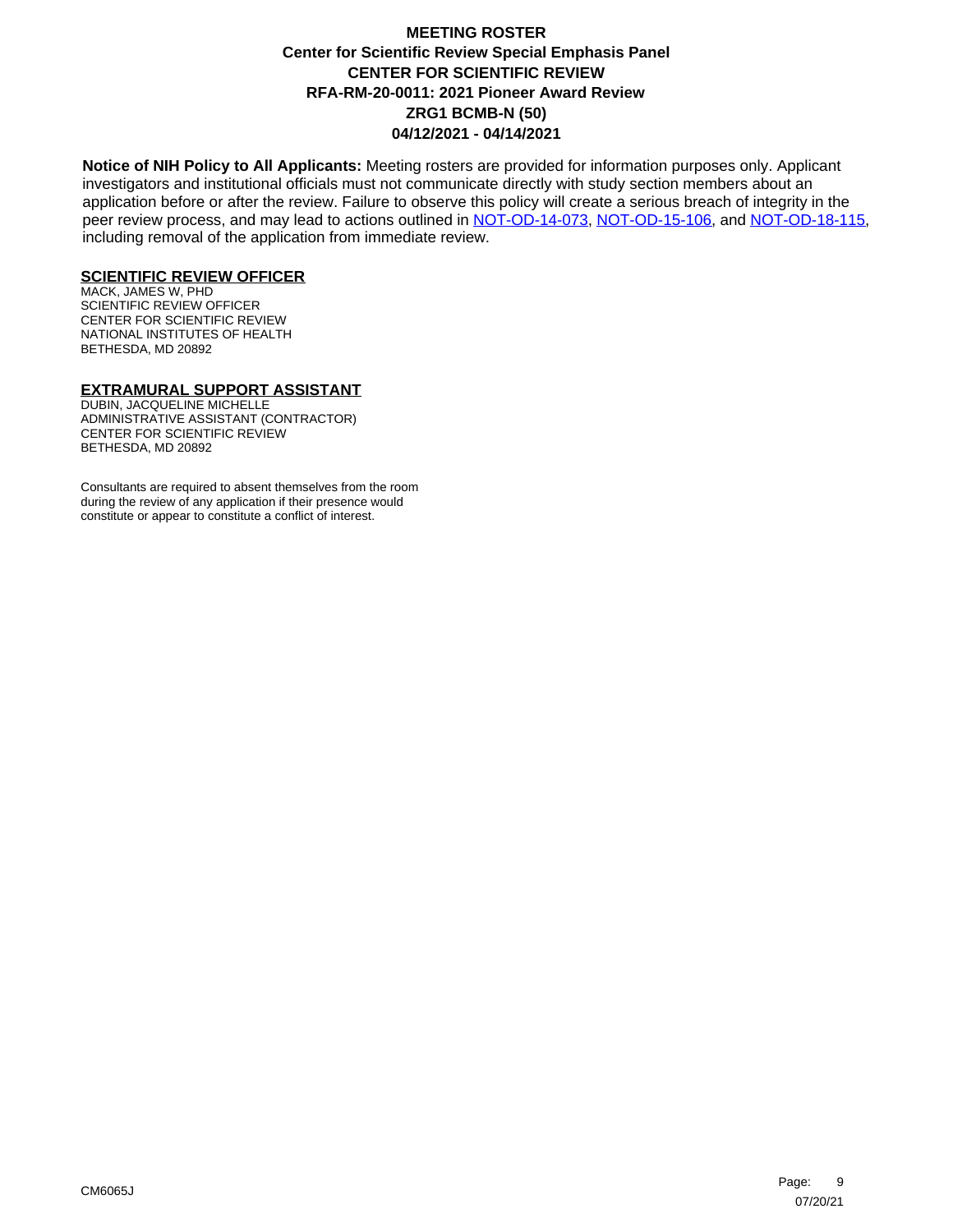# MEETING ROSTER
## Center for Scientific Review Special Emphasis Panel
## CENTER FOR SCIENTIFIC REVIEW
## RFA-RM-20-0011: 2021 Pioneer Award Review
## ZRG1 BCMB-N (50)
## 04/12/2021 - 04/14/2021

**Notice of NIH Policy to All Applicants:** Meeting rosters are provided for information purposes only. Applicant investigators and institutional officials must not communicate directly with study section members about an application before or after the review. Failure to observe this policy will create a serious breach of integrity in the peer review process, and may lead to actions outlined in NOT-OD-14-073, NOT-OD-15-106, and NOT-OD-18-115, including removal of the application from immediate review.

### SCIENTIFIC REVIEW OFFICER

MACK, JAMES W, PHD
SCIENTIFIC REVIEW OFFICER
CENTER FOR SCIENTIFIC REVIEW
NATIONAL INSTITUTES OF HEALTH
BETHESDA, MD 20892

### EXTRAMURAL SUPPORT ASSISTANT

DUBIN, JACQUELINE MICHELLE
ADMINISTRATIVE ASSISTANT (CONTRACTOR)
CENTER FOR SCIENTIFIC REVIEW
BETHESDA, MD 20892

Consultants are required to absent themselves from the room during the review of any application if their presence would constitute or appear to constitute a conflict of interest.

CM6065J

07/20/21